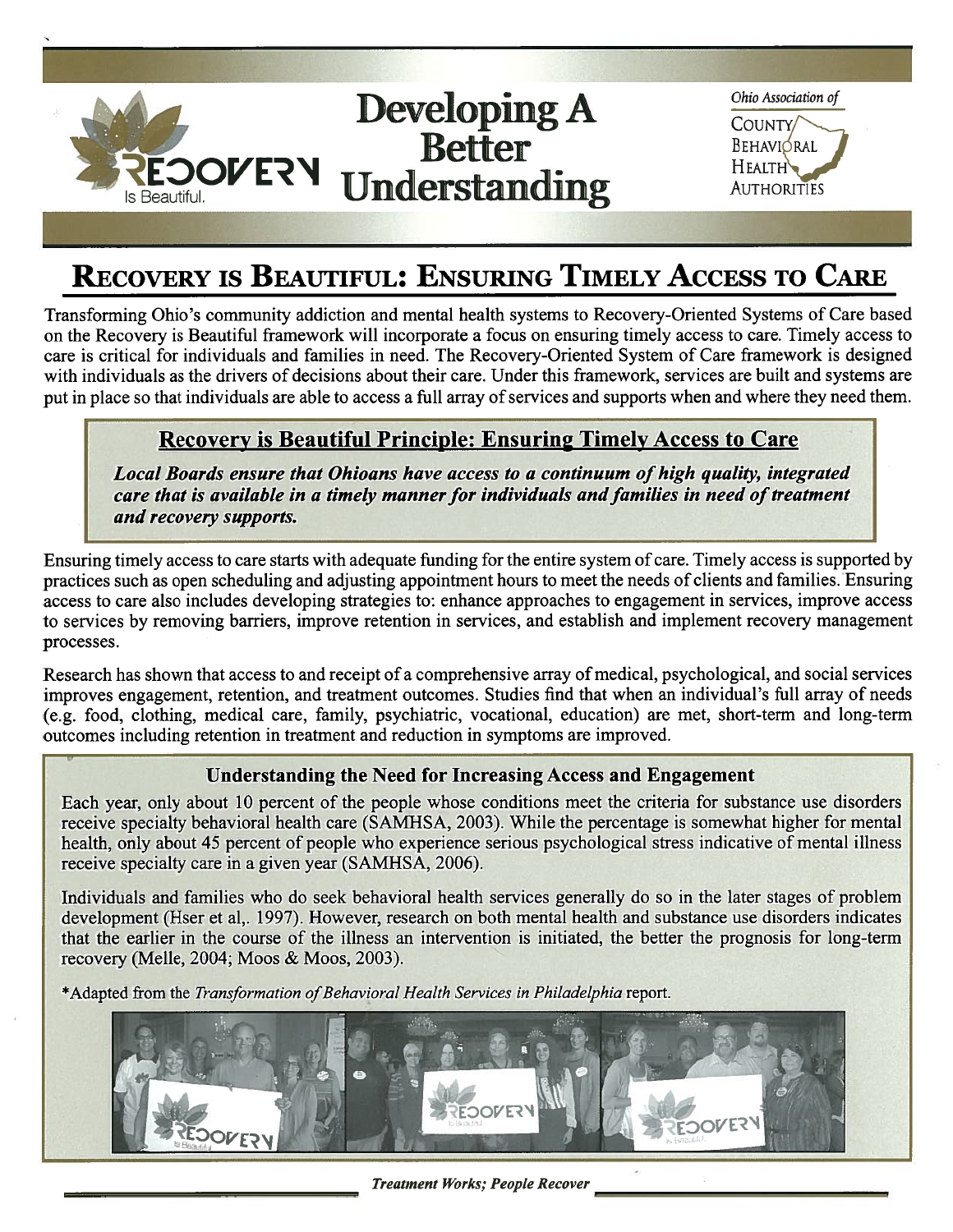# Developing A Better Understanding

Ohio Association of County Behavioral Health Authorities

## Recovery is Beautiful: Ensuring Timely Access to Care

Transforming Ohio's community addiction and mental health systems to Recovery-Oriented Systems of Care based on the Recovery is Beautiful framework will incorporate a focus on ensuring timely access to care. Timely access to care is critical for individuals and families in need. The Recovery-Oriented System of Care framework is designed with individuals as the drivers of decisions about their care. Under this framework, services are built and systems are put in place so that individuals are able to access a full array of services and supports when and where they need them.

### Recovery is Beautiful Principle: Ensuring Timely Access to Care

***Local Boards ensure that Ohioans have access to a continuum of high quality, integrated care that is available in a timely manner for individuals and families in need of treatment and recovery supports.***

Ensuring timely access to care starts with adequate funding for the entire system of care. Timely access is supported by practices such as open scheduling and adjusting appointment hours to meet the needs of clients and families. Ensuring access to care also includes developing strategies to: enhance approaches to engagement in services, improve access to services by removing barriers, improve retention in services, and establish and implement recovery management processes.

Research has shown that access to and receipt of a comprehensive array of medical, psychological, and social services improves engagement, retention, and treatment outcomes. Studies find that when an individual's full array of needs (e.g. food, clothing, medical care, family, psychiatric, vocational, education) are met, short-term and long-term outcomes including retention in treatment and reduction in symptoms are improved.

### Understanding the Need for Increasing Access and Engagement

Each year, only about 10 percent of the people whose conditions meet the criteria for substance use disorders receive specialty behavioral health care (SAMHSA, 2003). While the percentage is somewhat higher for mental health, only about 45 percent of people who experience serious psychological stress indicative of mental illness receive specialty care in a given year (SAMHSA, 2006).

Individuals and families who do seek behavioral health services generally do so in the later stages of problem development (Hser et al,. 1997). However, research on both mental health and substance use disorders indicates that the earlier in the course of the illness an intervention is initiated, the better the prognosis for long-term recovery (Melle, 2004; Moos & Moos, 2003).

*Adapted from the *Transformation of Behavioral Health Services in Philadelphia* report.

***Treatment Works; People Recover***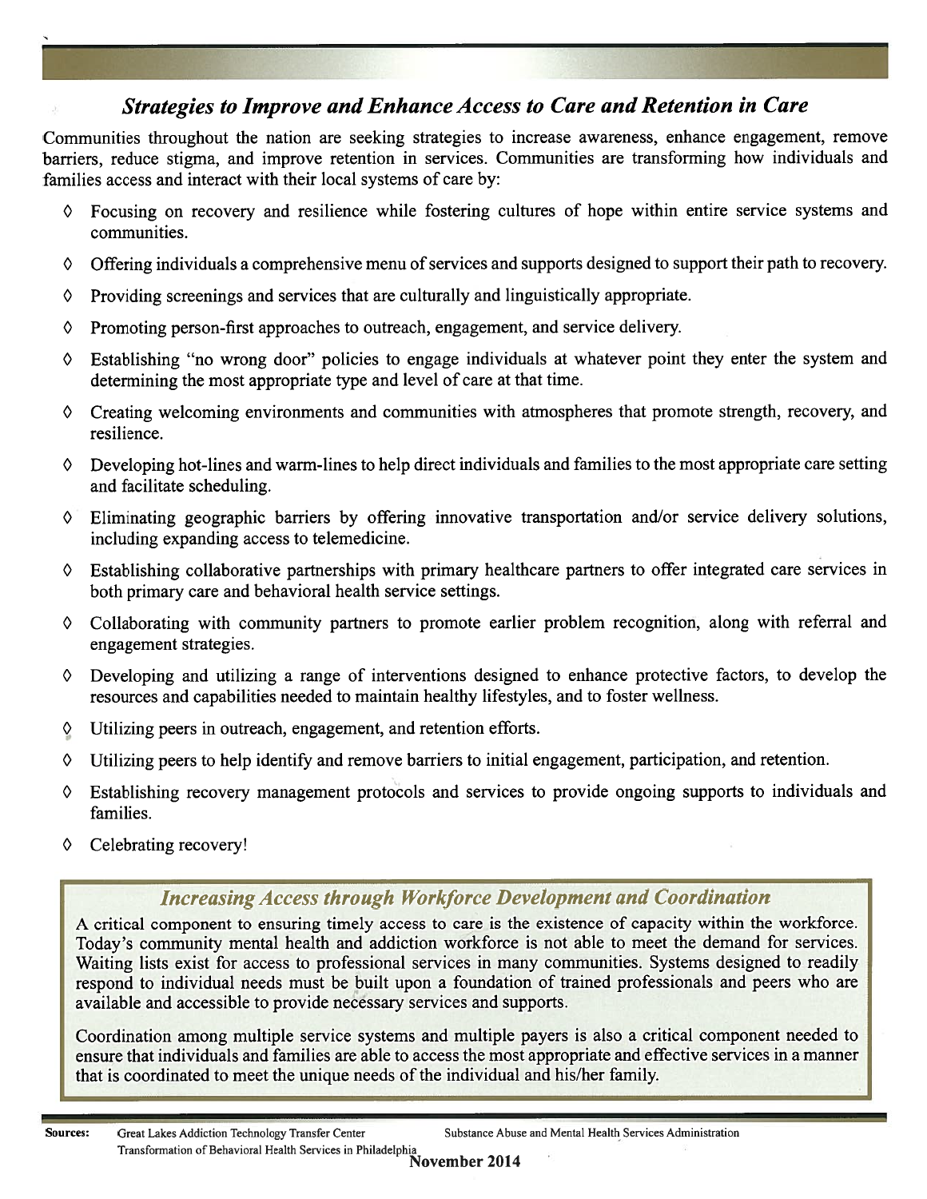## *Strategies to Improve and Enhance Access to Care and Retention in Care*

Communities throughout the nation are seeking strategies to increase awareness, enhance engagement, remove barriers, reduce stigma, and improve retention in services. Communities are transforming how individuals and families access and interact with their local systems of care by:

- Focusing on recovery and resilience while fostering cultures of hope within entire service systems and communities.
- Offering individuals a comprehensive menu of services and supports designed to support their path to recovery.
- Providing screenings and services that are culturally and linguistically appropriate.
- Promoting person-first approaches to outreach, engagement, and service delivery.
- Establishing "no wrong door" policies to engage individuals at whatever point they enter the system and determining the most appropriate type and level of care at that time.
- Creating welcoming environments and communities with atmospheres that promote strength, recovery, and resilience.
- Developing hot-lines and warm-lines to help direct individuals and families to the most appropriate care setting and facilitate scheduling.
- Eliminating geographic barriers by offering innovative transportation and/or service delivery solutions, including expanding access to telemedicine.
- Establishing collaborative partnerships with primary healthcare partners to offer integrated care services in both primary care and behavioral health service settings.
- Collaborating with community partners to promote earlier problem recognition, along with referral and engagement strategies.
- Developing and utilizing a range of interventions designed to enhance protective factors, to develop the resources and capabilities needed to maintain healthy lifestyles, and to foster wellness.
- Utilizing peers in outreach, engagement, and retention efforts.
- Utilizing peers to help identify and remove barriers to initial engagement, participation, and retention.
- Establishing recovery management protocols and services to provide ongoing supports to individuals and families.
- Celebrating recovery!

### *Increasing Access through Workforce Development and Coordination*

A critical component to ensuring timely access to care is the existence of capacity within the workforce. Today's community mental health and addiction workforce is not able to meet the demand for services. Waiting lists exist for access to professional services in many communities. Systems designed to readily respond to individual needs must be built upon a foundation of trained professionals and peers who are available and accessible to provide necessary services and supports.

Coordination among multiple service systems and multiple payers is also a critical component needed to ensure that individuals and families are able to access the most appropriate and effective services in a manner that is coordinated to meet the unique needs of the individual and his/her family.

**Sources:** Great Lakes Addiction Technology Transfer Center; Substance Abuse and Mental Health Services Administration; Transformation of Behavioral Health Services in Philadelphia

**November 2014**